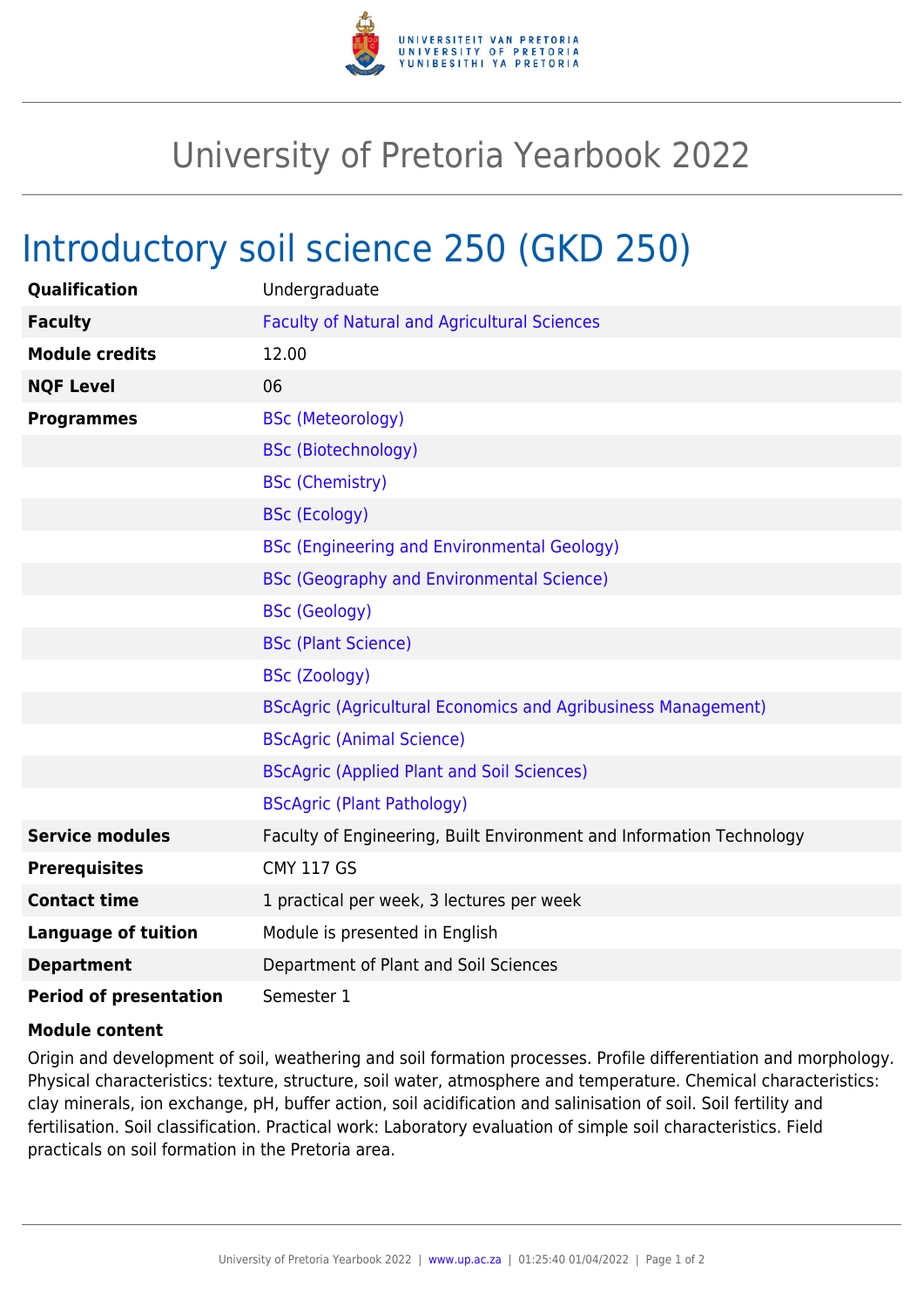# University of Pretoria Yearbook 2022

## Introductory soil science 250 (GKD 250)

| | |
|---|---|
| **Qualification** | Undergraduate |
| **Faculty** | Faculty of Natural and Agricultural Sciences |
| **Module credits** | 12.00 |
| **NQF Level** | 06 |
| **Programmes** | BSc (Meteorology) |
| | BSc (Biotechnology) |
| | BSc (Chemistry) |
| | BSc (Ecology) |
| | BSc (Engineering and Environmental Geology) |
| | BSc (Geography and Environmental Science) |
| | BSc (Geology) |
| | BSc (Plant Science) |
| | BSc (Zoology) |
| | BScAgric (Agricultural Economics and Agribusiness Management) |
| | BScAgric (Animal Science) |
| | BScAgric (Applied Plant and Soil Sciences) |
| | BScAgric (Plant Pathology) |
| **Service modules** | Faculty of Engineering, Built Environment and Information Technology |
| **Prerequisites** | CMY 117 GS |
| **Contact time** | 1 practical per week, 3 lectures per week |
| **Language of tuition** | Module is presented in English |
| **Department** | Department of Plant and Soil Sciences |
| **Period of presentation** | Semester 1 |

**Module content**

Origin and development of soil, weathering and soil formation processes. Profile differentiation and morphology. Physical characteristics: texture, structure, soil water, atmosphere and temperature. Chemical characteristics: clay minerals, ion exchange, pH, buffer action, soil acidification and salinisation of soil. Soil fertility and fertilisation. Soil classification. Practical work: Laboratory evaluation of simple soil characteristics. Field practicals on soil formation in the Pretoria area.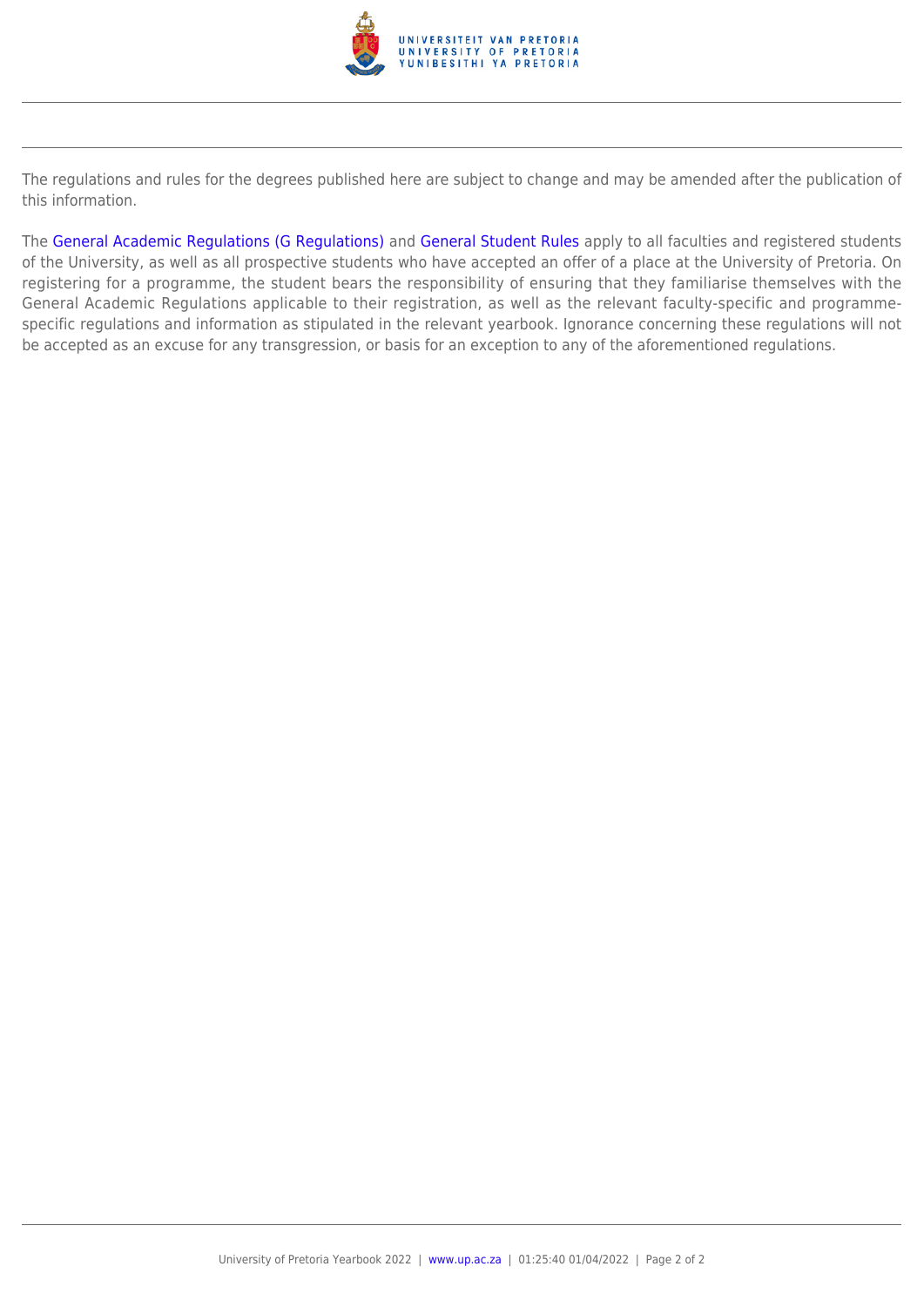The regulations and rules for the degrees published here are subject to change and may be amended after the publication of this information.

The General Academic Regulations (G Regulations) and General Student Rules apply to all faculties and registered students of the University, as well as all prospective students who have accepted an offer of a place at the University of Pretoria. On registering for a programme, the student bears the responsibility of ensuring that they familiarise themselves with the General Academic Regulations applicable to their registration, as well as the relevant faculty-specific and programme-specific regulations and information as stipulated in the relevant yearbook. Ignorance concerning these regulations will not be accepted as an excuse for any transgression, or basis for an exception to any of the aforementioned regulations.